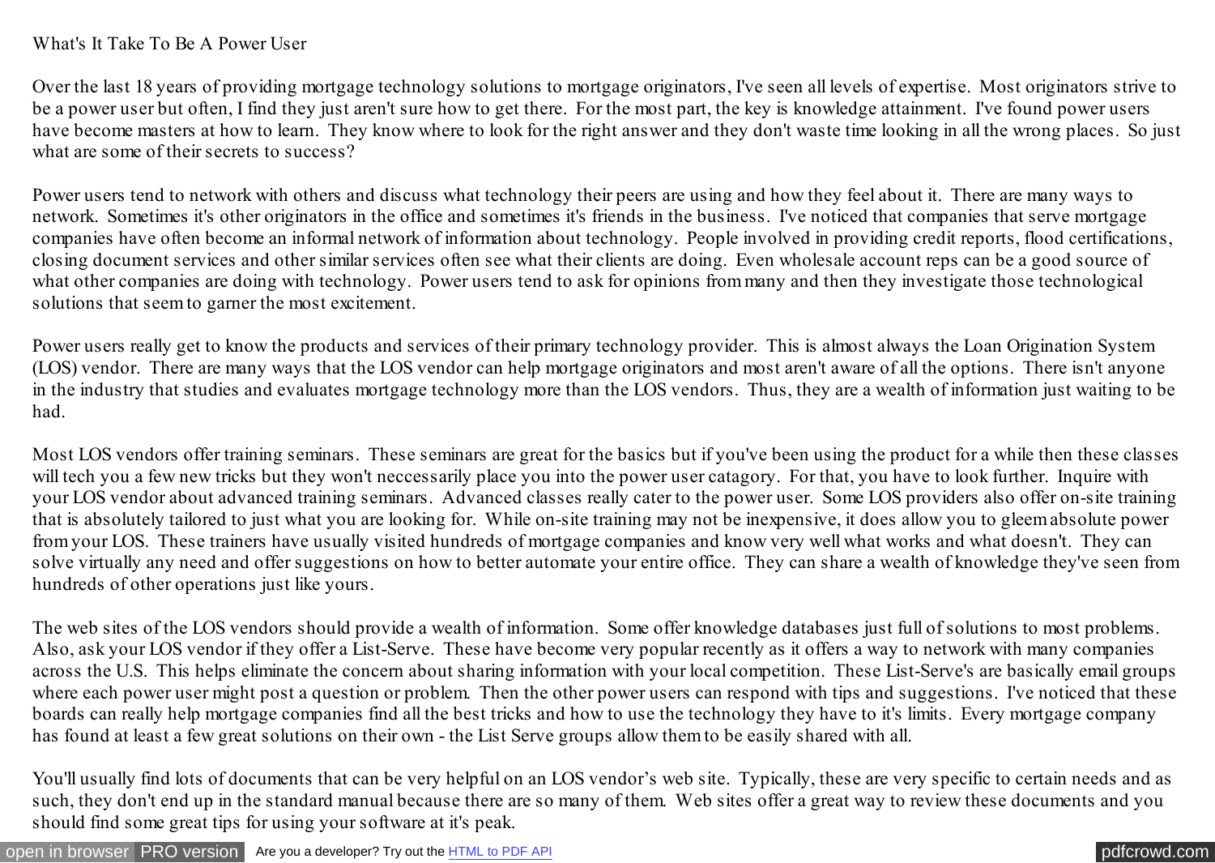# What's It Take To Be A Power User

Over the last 18 years of providing mortgage technology solutions to mortgage originators, I've seen all levels of expertise. Most originators strive to be a power user but often, I find they just aren't sure how to get there. For the most part, the key is knowledge attainment. I've found power users have become masters at how to learn. They know where to look for the right answer and they don't waste time looking in all the wrong places. So just what are some of their secrets to success?

Power users tend to network with others and discuss what technology their peers are using and how they feel about it. There are many ways to network. Sometimes it's other originators in the office and sometimes it's friends in the business. I've noticed that companies that serve mortgage companies have often become an informal network of information about technology. People involved in providing credit reports, flood certifications, closing document services and other similar services often see what their clients are doing. Even wholesale account reps can be a good source of what other companies are doing with technology. Power users tend to ask for opinions from many and then they investigate those technological solutions that seem to garner the most excitement.

Power users really get to know the products and services of their primary technology provider. This is almost always the Loan Origination System (LOS) vendor. There are many ways that the LOS vendor can help mortgage originators and most aren't aware of all the options. There isn't anyone in the industry that studies and evaluates mortgage technology more than the LOS vendors. Thus, they are a wealth of information just waiting to be had.

Most LOS vendors offer training seminars. These seminars are great for the basics but if you've been using the product for a while then these classes will tech you a few new tricks but they won't neccessarily place you into the power user catagory. For that, you have to look further. Inquire with your LOS vendor about advanced training seminars. Advanced classes really cater to the power user. Some LOS providers also offer on-site training that is absolutely tailored to just what you are looking for. While on-site training may not be inexpensive, it does allow you to gleem absolute power from your LOS. These trainers have usually visited hundreds of mortgage companies and know very well what works and what doesn't. They can solve virtually any need and offer suggestions on how to better automate your entire office. They can share a wealth of knowledge they've seen from hundreds of other operations just like yours.

The web sites of the LOS vendors should provide a wealth of information. Some offer knowledge databases just full of solutions to most problems. Also, ask your LOS vendor if they offer a List-Serve. These have become very popular recently as it offers a way to network with many companies across the U.S. This helps eliminate the concern about sharing information with your local competition. These List-Serve's are basically email groups where each power user might post a question or problem. Then the other power users can respond with tips and suggestions. I've noticed that these boards can really help mortgage companies find all the best tricks and how to use the technology they have to it's limits. Every mortgage company has found at least a few great solutions on their own - the List Serve groups allow them to be easily shared with all.

You'll usually find lots of documents that can be very helpful on an LOS vendor's web site. Typically, these are very specific to certain needs and as such, they don't end up in the standard manual because there are so many of them. Web sites offer a great way to review these documents and you should find some great tips for using your software at it's peak.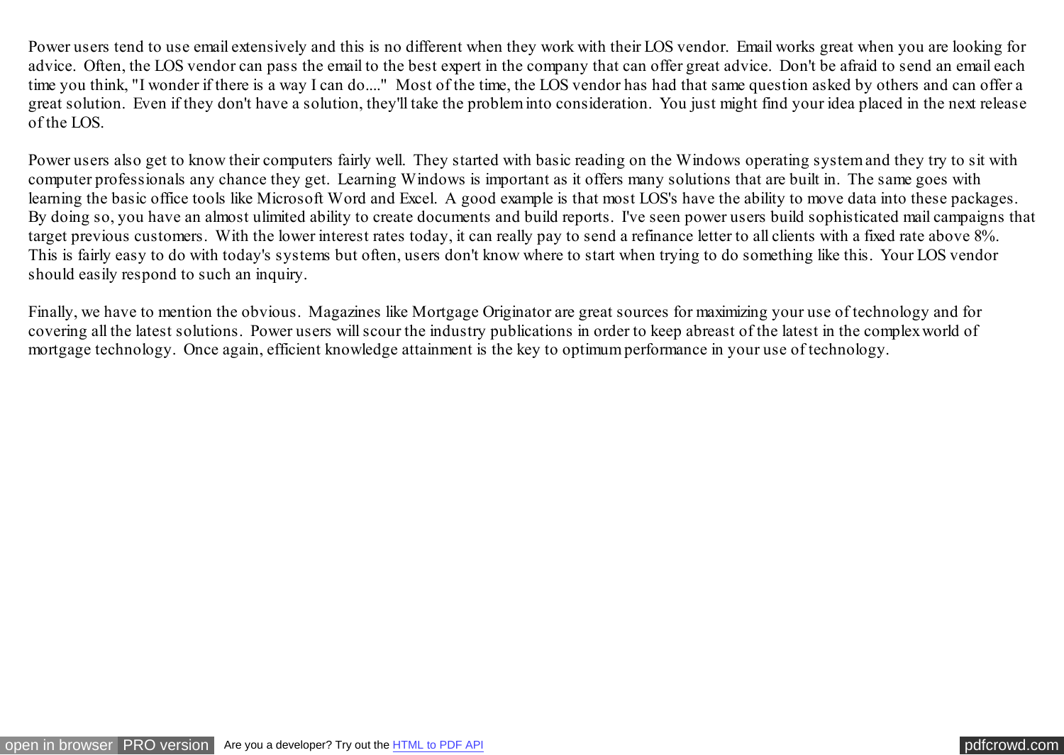Power users tend to use email extensively and this is no different when they work with their LOS vendor. Email works great when you are looking for advice. Often, the LOS vendor can pass the email to the best expert in the company that can offer great advice. Don't be afraid to send an email each time you think, "I wonder if there is a way I can do...." Most of the time, the LOS vendor has had that same question asked by others and can offer a great solution. Even if they don't have a solution, they'll take the problem into consideration. You just might find your idea placed in the next release of the LOS.

Power users also get to know their computers fairly well. They started with basic reading on the Windows operating system and they try to sit with computer professionals any chance they get. Learning Windows is important as it offers many solutions that are built in. The same goes with learning the basic office tools like Microsoft Word and Excel. A good example is that most LOS's have the ability to move data into these packages. By doing so, you have an almost ulimited ability to create documents and build reports. I've seen power users build sophisticated mail campaigns that target previous customers. With the lower interest rates today, it can really pay to send a refinance letter to all clients with a fixed rate above 8%. This is fairly easy to do with today's systems but often, users don't know where to start when trying to do something like this. Your LOS vendor should easily respond to such an inquiry.

Finally, we have to mention the obvious. Magazines like Mortgage Originator are great sources for maximizing your use of technology and for covering all the latest solutions. Power users will scour the industry publications in order to keep abreast of the latest in the complex world of mortgage technology. Once again, efficient knowledge attainment is the key to optimum performance in your use of technology.